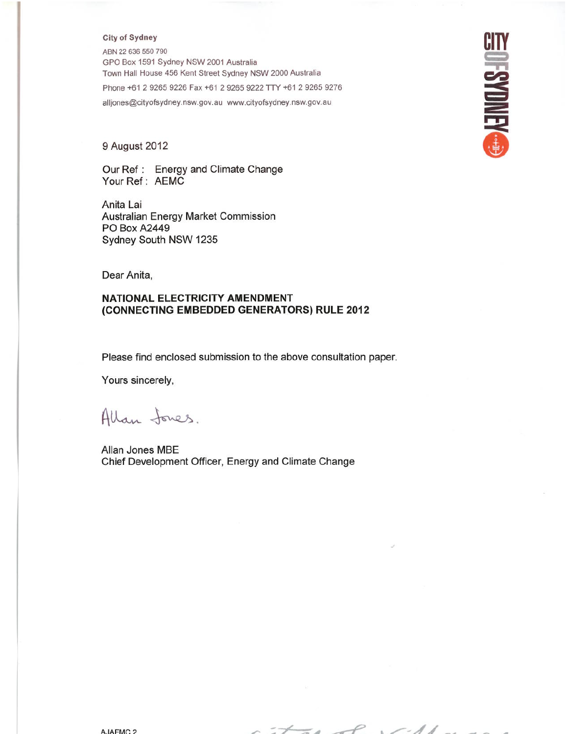**City of Sydney**

ABN 22 636 550 790
GPO Box 1591 Sydney NSW 2001 Australia
Town Hall House 456 Kent Street Sydney NSW 2000 Australia
Phone +61 2 9265 9226 Fax +61 2 9265 9222 TTY +61 2 9265 9276
alljones@cityofsydney.nsw.gov.au www.cityofsydney.nsw.gov.au

CITY OF SYDNEY

9 August 2012

Our Ref : Energy and Climate Change
Your Ref : AEMC

Anita Lai
Australian Energy Market Commission
PO Box A2449
Sydney South NSW 1235

Dear Anita,

**NATIONAL ELECTRICITY AMENDMENT (CONNECTING EMBEDDED GENERATORS) RULE 2012**

Please find enclosed submission to the above consultation paper.

Yours sincerely,

Allan Jones.

Allan Jones MBE
Chief Development Officer, Energy and Climate Change

AJAEMC 2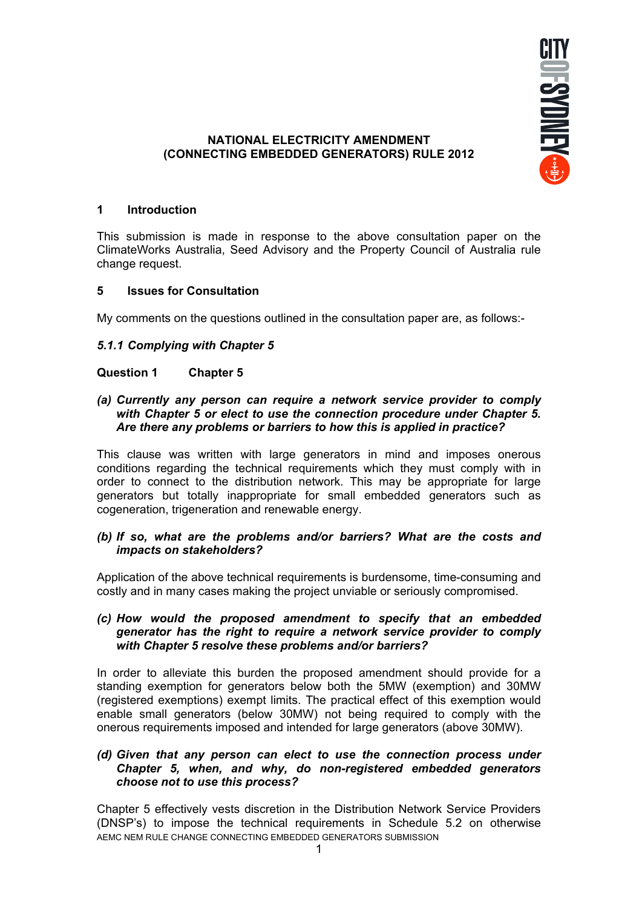**NATIONAL ELECTRICITY AMENDMENT (CONNECTING EMBEDDED GENERATORS) RULE 2012**

## 1 Introduction

This submission is made in response to the above consultation paper on the ClimateWorks Australia, Seed Advisory and the Property Council of Australia rule change request.

## 5 Issues for Consultation

My comments on the questions outlined in the consultation paper are, as follows:-

### *5.1.1 Complying with Chapter 5*

**Question 1 Chapter 5**

***(a) Currently any person can require a network service provider to comply with Chapter 5 or elect to use the connection procedure under Chapter 5. Are there any problems or barriers to how this is applied in practice?***

This clause was written with large generators in mind and imposes onerous conditions regarding the technical requirements which they must comply with in order to connect to the distribution network. This may be appropriate for large generators but totally inappropriate for small embedded generators such as cogeneration, trigeneration and renewable energy.

***(b) If so, what are the problems and/or barriers? What are the costs and impacts on stakeholders?***

Application of the above technical requirements is burdensome, time-consuming and costly and in many cases making the project unviable or seriously compromised.

***(c) How would the proposed amendment to specify that an embedded generator has the right to require a network service provider to comply with Chapter 5 resolve these problems and/or barriers?***

In order to alleviate this burden the proposed amendment should provide for a standing exemption for generators below both the 5MW (exemption) and 30MW (registered exemptions) exempt limits. The practical effect of this exemption would enable small generators (below 30MW) not being required to comply with the onerous requirements imposed and intended for large generators (above 30MW).

***(d) Given that any person can elect to use the connection process under Chapter 5, when, and why, do non-registered embedded generators choose not to use this process?***

Chapter 5 effectively vests discretion in the Distribution Network Service Providers (DNSP's) to impose the technical requirements in Schedule 5.2 on otherwise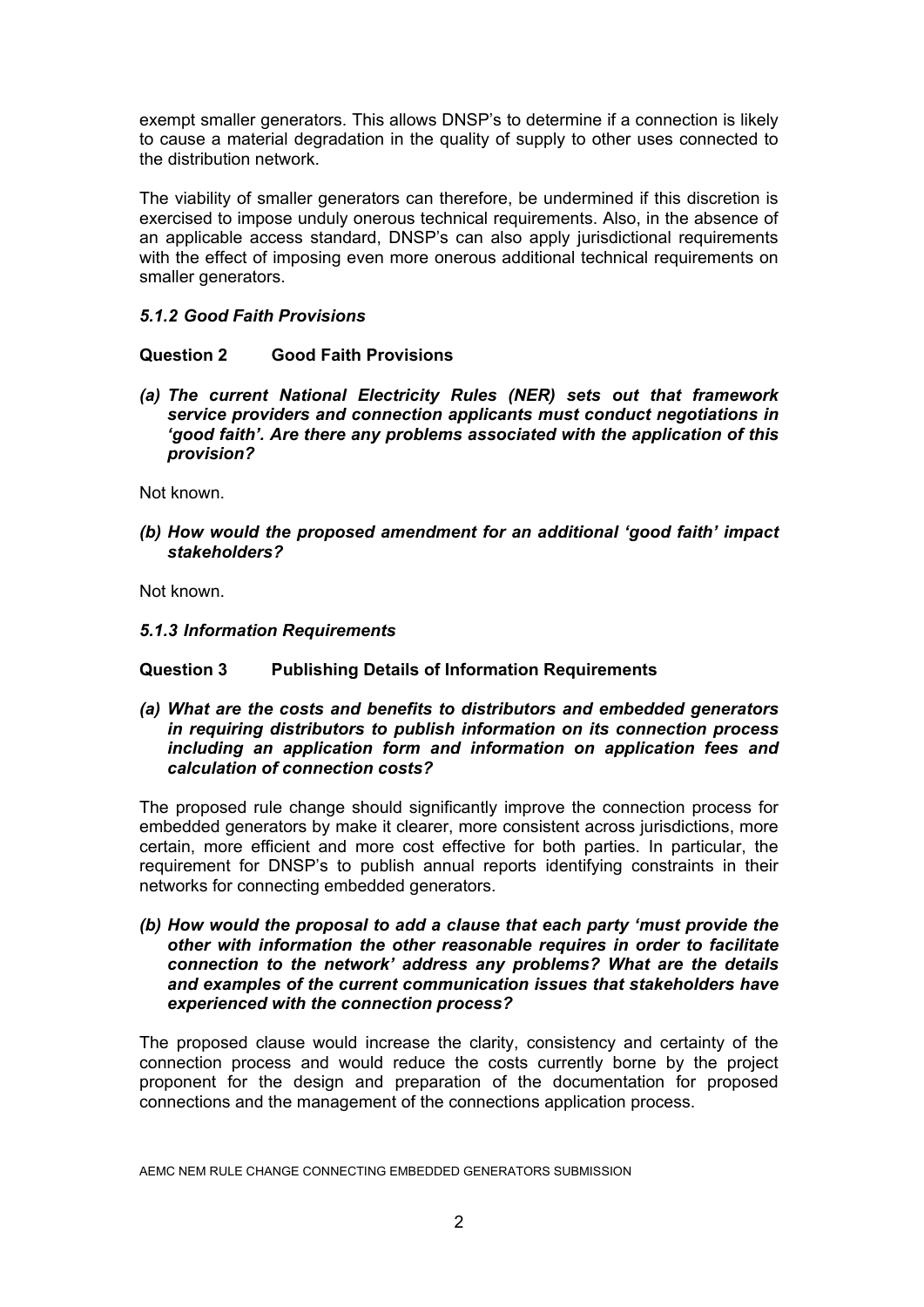exempt smaller generators. This allows DNSP's to determine if a connection is likely to cause a material degradation in the quality of supply to other uses connected to the distribution network.

The viability of smaller generators can therefore, be undermined if this discretion is exercised to impose unduly onerous technical requirements. Also, in the absence of an applicable access standard, DNSP's can also apply jurisdictional requirements with the effect of imposing even more onerous additional technical requirements on smaller generators.

### *5.1.2 Good Faith Provisions*

**Question 2 Good Faith Provisions**

***(a) The current National Electricity Rules (NER) sets out that framework service providers and connection applicants must conduct negotiations in 'good faith'. Are there any problems associated with the application of this provision?***

Not known.

***(b) How would the proposed amendment for an additional 'good faith' impact stakeholders?***

Not known.

### *5.1.3 Information Requirements*

**Question 3 Publishing Details of Information Requirements**

***(a) What are the costs and benefits to distributors and embedded generators in requiring distributors to publish information on its connection process including an application form and information on application fees and calculation of connection costs?***

The proposed rule change should significantly improve the connection process for embedded generators by make it clearer, more consistent across jurisdictions, more certain, more efficient and more cost effective for both parties. In particular, the requirement for DNSP's to publish annual reports identifying constraints in their networks for connecting embedded generators.

***(b) How would the proposal to add a clause that each party 'must provide the other with information the other reasonable requires in order to facilitate connection to the network' address any problems? What are the details and examples of the current communication issues that stakeholders have experienced with the connection process?***

The proposed clause would increase the clarity, consistency and certainty of the connection process and would reduce the costs currently borne by the project proponent for the design and preparation of the documentation for proposed connections and the management of the connections application process.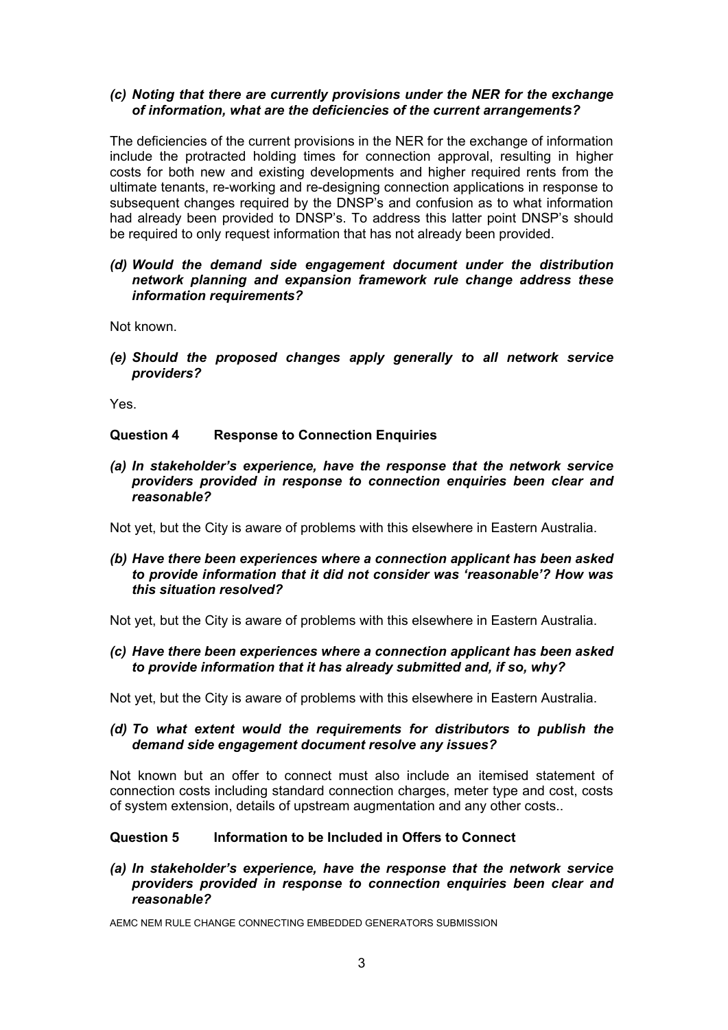*(c)* ***Noting that there are currently provisions under the NER for the exchange of information, what are the deficiencies of the current arrangements?***

The deficiencies of the current provisions in the NER for the exchange of information include the protracted holding times for connection approval, resulting in higher costs for both new and existing developments and higher required rents from the ultimate tenants, re-working and re-designing connection applications in response to subsequent changes required by the DNSP's and confusion as to what information had already been provided to DNSP's. To address this latter point DNSP's should be required to only request information that has not already been provided.

*(d)* ***Would the demand side engagement document under the distribution network planning and expansion framework rule change address these information requirements?***

Not known.

*(e)* ***Should the proposed changes apply generally to all network service providers?***

Yes.

**Question 4 Response to Connection Enquiries**

*(a)* ***In stakeholder's experience, have the response that the network service providers provided in response to connection enquiries been clear and reasonable?***

Not yet, but the City is aware of problems with this elsewhere in Eastern Australia.

*(b)* ***Have there been experiences where a connection applicant has been asked to provide information that it did not consider was 'reasonable'? How was this situation resolved?***

Not yet, but the City is aware of problems with this elsewhere in Eastern Australia.

*(c)* ***Have there been experiences where a connection applicant has been asked to provide information that it has already submitted and, if so, why?***

Not yet, but the City is aware of problems with this elsewhere in Eastern Australia.

*(d)* ***To what extent would the requirements for distributors to publish the demand side engagement document resolve any issues?***

Not known but an offer to connect must also include an itemised statement of connection costs including standard connection charges, meter type and cost, costs of system extension, details of upstream augmentation and any other costs..

**Question 5 Information to be Included in Offers to Connect**

*(a)* ***In stakeholder's experience, have the response that the network service providers provided in response to connection enquiries been clear and reasonable?***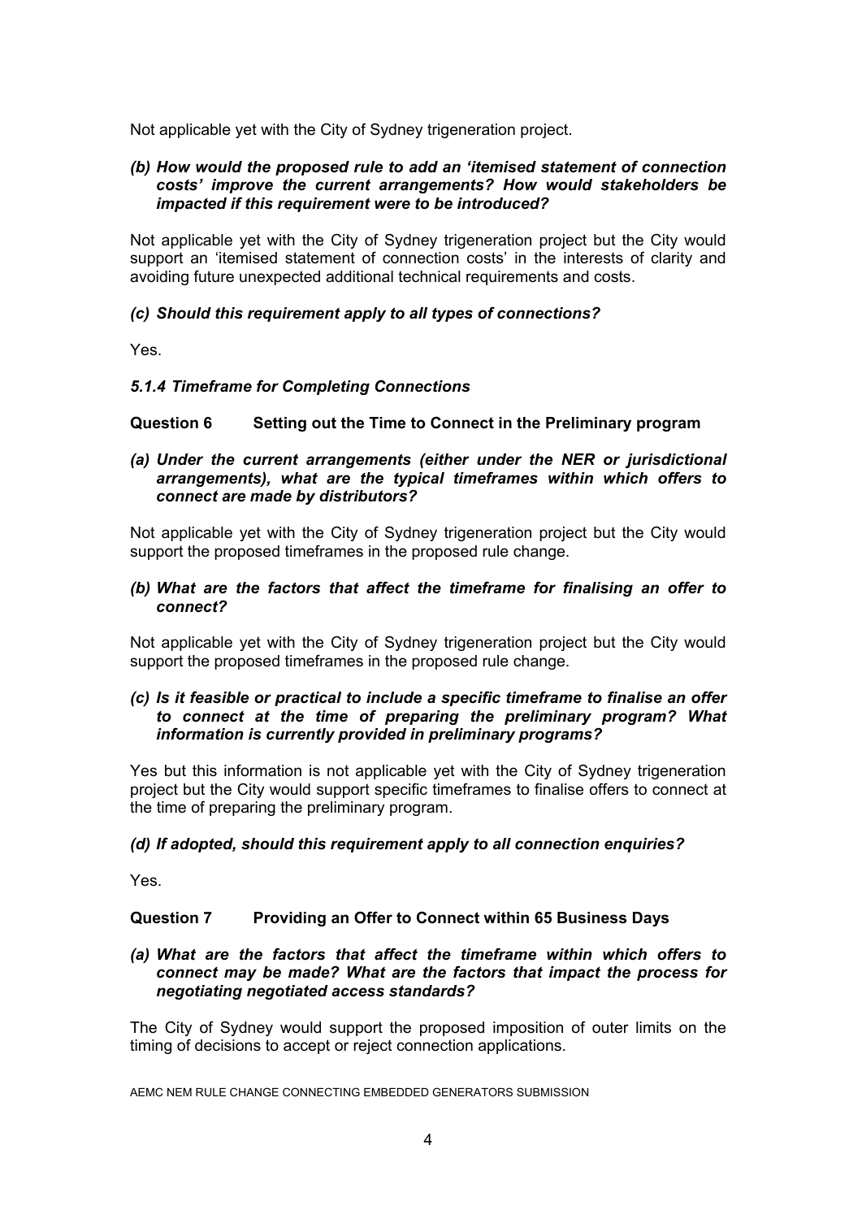Not applicable yet with the City of Sydney trigeneration project.

***(b) How would the proposed rule to add an 'itemised statement of connection costs' improve the current arrangements? How would stakeholders be impacted if this requirement were to be introduced?***

Not applicable yet with the City of Sydney trigeneration project but the City would support an 'itemised statement of connection costs' in the interests of clarity and avoiding future unexpected additional technical requirements and costs.

***(c) Should this requirement apply to all types of connections?***

Yes.

### *5.1.4 Timeframe for Completing Connections*

**Question 6 Setting out the Time to Connect in the Preliminary program**

***(a) Under the current arrangements (either under the NER or jurisdictional arrangements), what are the typical timeframes within which offers to connect are made by distributors?***

Not applicable yet with the City of Sydney trigeneration project but the City would support the proposed timeframes in the proposed rule change.

***(b) What are the factors that affect the timeframe for finalising an offer to connect?***

Not applicable yet with the City of Sydney trigeneration project but the City would support the proposed timeframes in the proposed rule change.

***(c) Is it feasible or practical to include a specific timeframe to finalise an offer to connect at the time of preparing the preliminary program? What information is currently provided in preliminary programs?***

Yes but this information is not applicable yet with the City of Sydney trigeneration project but the City would support specific timeframes to finalise offers to connect at the time of preparing the preliminary program.

***(d) If adopted, should this requirement apply to all connection enquiries?***

Yes.

**Question 7 Providing an Offer to Connect within 65 Business Days**

***(a) What are the factors that affect the timeframe within which offers to connect may be made? What are the factors that impact the process for negotiating negotiated access standards?***

The City of Sydney would support the proposed imposition of outer limits on the timing of decisions to accept or reject connection applications.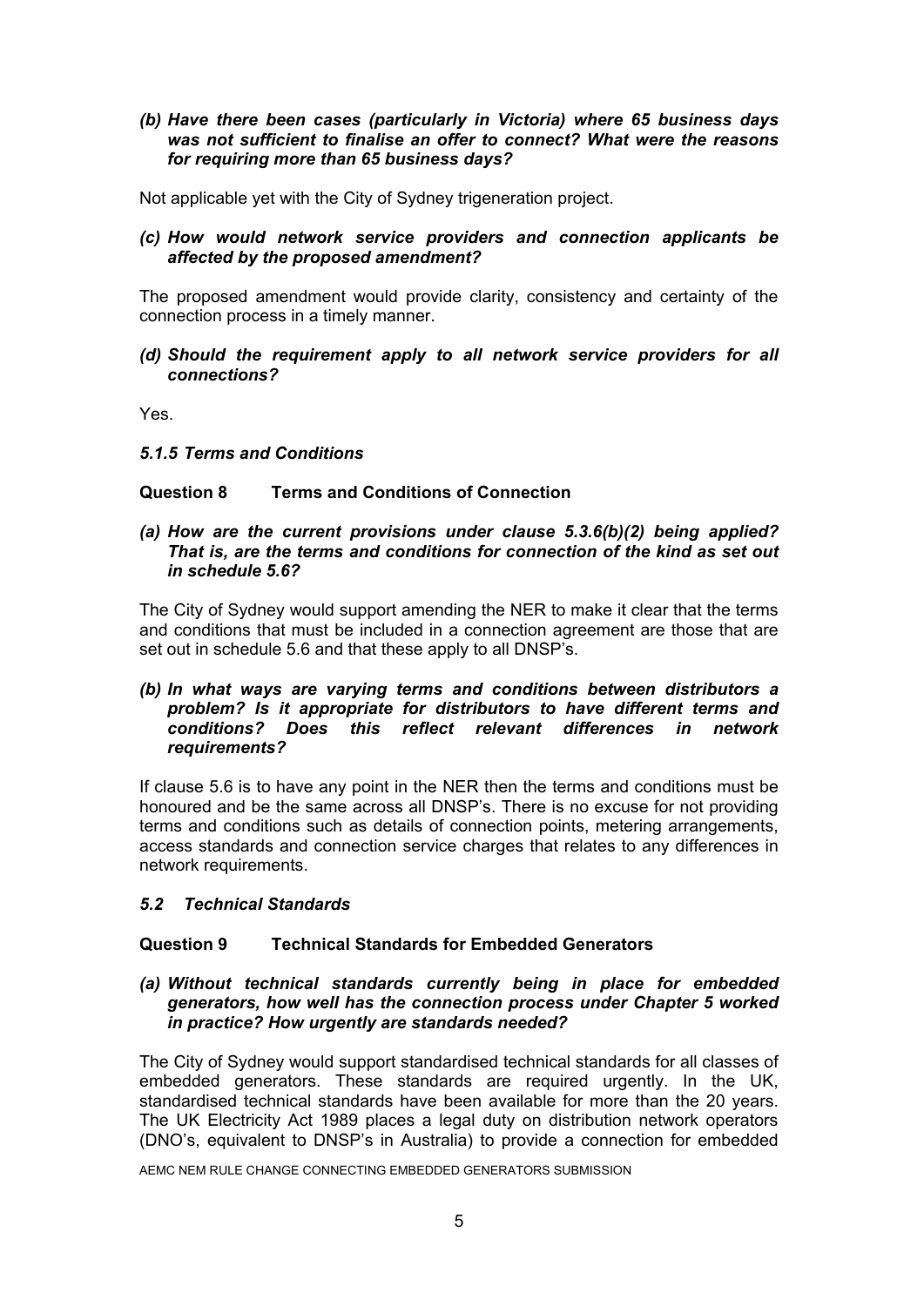***(b) Have there been cases (particularly in Victoria) where 65 business days was not sufficient to finalise an offer to connect? What were the reasons for requiring more than 65 business days?***

Not applicable yet with the City of Sydney trigeneration project.

***(c) How would network service providers and connection applicants be affected by the proposed amendment?***

The proposed amendment would provide clarity, consistency and certainty of the connection process in a timely manner.

***(d) Should the requirement apply to all network service providers for all connections?***

Yes.

### *5.1.5 Terms and Conditions*

#### Question 8 Terms and Conditions of Connection

***(a) How are the current provisions under clause 5.3.6(b)(2) being applied? That is, are the terms and conditions for connection of the kind as set out in schedule 5.6?***

The City of Sydney would support amending the NER to make it clear that the terms and conditions that must be included in a connection agreement are those that are set out in schedule 5.6 and that these apply to all DNSP's.

***(b) In what ways are varying terms and conditions between distributors a problem? Is it appropriate for distributors to have different terms and conditions? Does this reflect relevant differences in network requirements?***

If clause 5.6 is to have any point in the NER then the terms and conditions must be honoured and be the same across all DNSP's. There is no excuse for not providing terms and conditions such as details of connection points, metering arrangements, access standards and connection service charges that relates to any differences in network requirements.

### *5.2 Technical Standards*

#### Question 9 Technical Standards for Embedded Generators

***(a) Without technical standards currently being in place for embedded generators, how well has the connection process under Chapter 5 worked in practice? How urgently are standards needed?***

The City of Sydney would support standardised technical standards for all classes of embedded generators. These standards are required urgently. In the UK, standardised technical standards have been available for more than the 20 years. The UK Electricity Act 1989 places a legal duty on distribution network operators (DNO's, equivalent to DNSP's in Australia) to provide a connection for embedded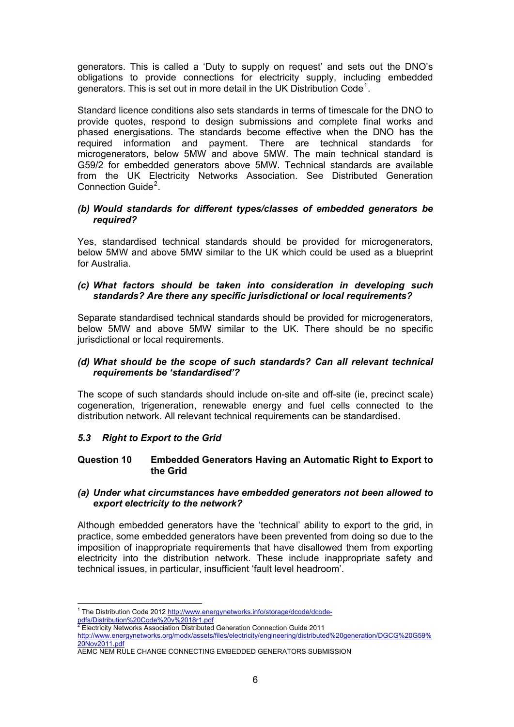generators. This is called a 'Duty to supply on request' and sets out the DNO's obligations to provide connections for electricity supply, including embedded generators. This is set out in more detail in the UK Distribution Code[1].

Standard licence conditions also sets standards in terms of timescale for the DNO to provide quotes, respond to design submissions and complete final works and phased energisations. The standards become effective when the DNO has the required information and payment. There are technical standards for microgenerators, below 5MW and above 5MW. The main technical standard is G59/2 for embedded generators above 5MW. Technical standards are available from the UK Electricity Networks Association. See Distributed Generation Connection Guide[2].

***(b) Would standards for different types/classes of embedded generators be required?***

Yes, standardised technical standards should be provided for microgenerators, below 5MW and above 5MW similar to the UK which could be used as a blueprint for Australia.

***(c) What factors should be taken into consideration in developing such standards? Are there any specific jurisdictional or local requirements?***

Separate standardised technical standards should be provided for microgenerators, below 5MW and above 5MW similar to the UK. There should be no specific jurisdictional or local requirements.

***(d) What should be the scope of such standards? Can all relevant technical requirements be 'standardised'?***

The scope of such standards should include on-site and off-site (ie, precinct scale) cogeneration, trigeneration, renewable energy and fuel cells connected to the distribution network. All relevant technical requirements can be standardised.

### *5.3 Right to Export to the Grid*

**Question 10 Embedded Generators Having an Automatic Right to Export to the Grid**

***(a) Under what circumstances have embedded generators not been allowed to export electricity to the network?***

Although embedded generators have the 'technical' ability to export to the grid, in practice, some embedded generators have been prevented from doing so due to the imposition of inappropriate requirements that have disallowed them from exporting electricity into the distribution network. These include inappropriate safety and technical issues, in particular, insufficient 'fault level headroom'.

---

[1] The Distribution Code 2012 http://www.energynetworks.info/storage/dcode/dcode-pdfs/Distribution%20Code%20v%2018r1.pdf

[2] Electricity Networks Association Distributed Generation Connection Guide 2011 http://www.energynetworks.org/modx/assets/files/electricity/engineering/distributed%20generation/DGCG%20G59%20Nov2011.pdf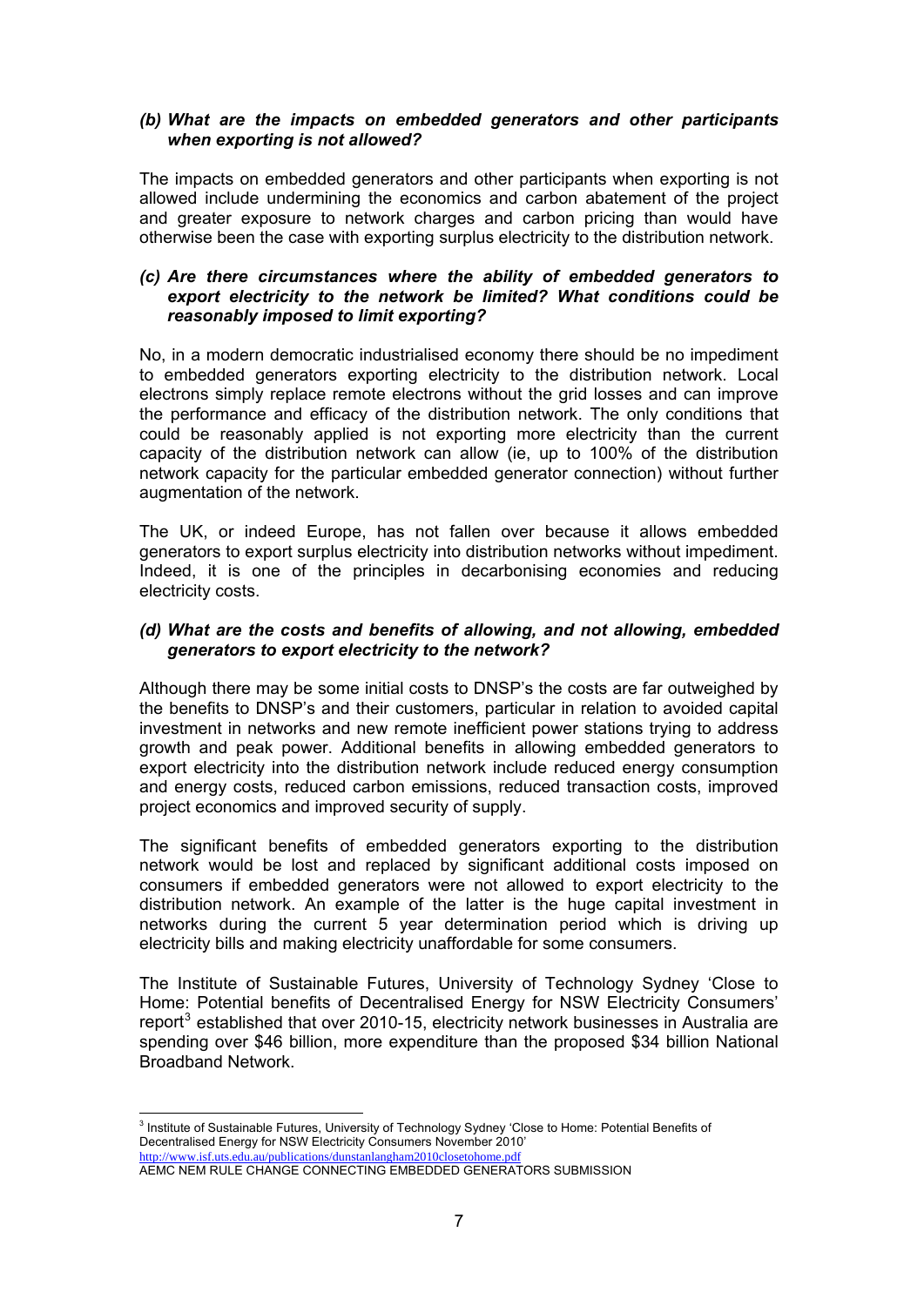### *(b) What are the impacts on embedded generators and other participants when exporting is not allowed?*

The impacts on embedded generators and other participants when exporting is not allowed include undermining the economics and carbon abatement of the project and greater exposure to network charges and carbon pricing than would have otherwise been the case with exporting surplus electricity to the distribution network.

### *(c) Are there circumstances where the ability of embedded generators to export electricity to the network be limited? What conditions could be reasonably imposed to limit exporting?*

No, in a modern democratic industrialised economy there should be no impediment to embedded generators exporting electricity to the distribution network. Local electrons simply replace remote electrons without the grid losses and can improve the performance and efficacy of the distribution network. The only conditions that could be reasonably applied is not exporting more electricity than the current capacity of the distribution network can allow (ie, up to 100% of the distribution network capacity for the particular embedded generator connection) without further augmentation of the network.

The UK, or indeed Europe, has not fallen over because it allows embedded generators to export surplus electricity into distribution networks without impediment. Indeed, it is one of the principles in decarbonising economies and reducing electricity costs.

### *(d) What are the costs and benefits of allowing, and not allowing, embedded generators to export electricity to the network?*

Although there may be some initial costs to DNSP's the costs are far outweighed by the benefits to DNSP's and their customers, particular in relation to avoided capital investment in networks and new remote inefficient power stations trying to address growth and peak power. Additional benefits in allowing embedded generators to export electricity into the distribution network include reduced energy consumption and energy costs, reduced carbon emissions, reduced transaction costs, improved project economics and improved security of supply.

The significant benefits of embedded generators exporting to the distribution network would be lost and replaced by significant additional costs imposed on consumers if embedded generators were not allowed to export electricity to the distribution network. An example of the latter is the huge capital investment in networks during the current 5 year determination period which is driving up electricity bills and making electricity unaffordable for some consumers.

The Institute of Sustainable Futures, University of Technology Sydney 'Close to Home: Potential benefits of Decentralised Energy for NSW Electricity Consumers' report[3] established that over 2010-15, electricity network businesses in Australia are spending over \$46 billion, more expenditure than the proposed \$34 billion National Broadband Network.

---

[3] Institute of Sustainable Futures, University of Technology Sydney 'Close to Home: Potential Benefits of Decentralised Energy for NSW Electricity Consumers November 2010' http://www.isf.uts.edu.au/publications/dunstanlangham2010closetohome.pdf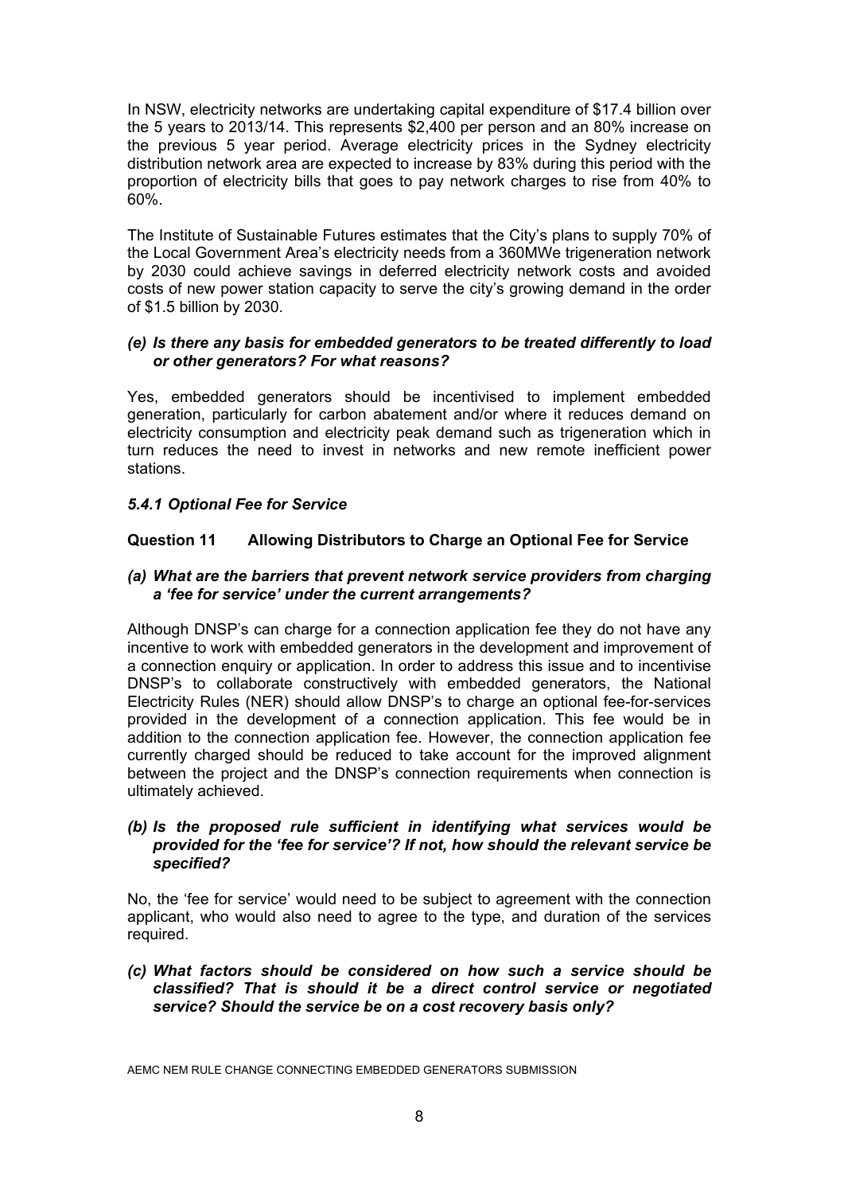In NSW, electricity networks are undertaking capital expenditure of $17.4 billion over the 5 years to 2013/14. This represents $2,400 per person and an 80% increase on the previous 5 year period. Average electricity prices in the Sydney electricity distribution network area are expected to increase by 83% during this period with the proportion of electricity bills that goes to pay network charges to rise from 40% to 60%.

The Institute of Sustainable Futures estimates that the City's plans to supply 70% of the Local Government Area's electricity needs from a 360MWe trigeneration network by 2030 could achieve savings in deferred electricity network costs and avoided costs of new power station capacity to serve the city's growing demand in the order of $1.5 billion by 2030.

***(e) Is there any basis for embedded generators to be treated differently to load or other generators? For what reasons?***

Yes, embedded generators should be incentivised to implement embedded generation, particularly for carbon abatement and/or where it reduces demand on electricity consumption and electricity peak demand such as trigeneration which in turn reduces the need to invest in networks and new remote inefficient power stations.

### *5.4.1 Optional Fee for Service*

### Question 11 Allowing Distributors to Charge an Optional Fee for Service

***(a) What are the barriers that prevent network service providers from charging a 'fee for service' under the current arrangements?***

Although DNSP's can charge for a connection application fee they do not have any incentive to work with embedded generators in the development and improvement of a connection enquiry or application. In order to address this issue and to incentivise DNSP's to collaborate constructively with embedded generators, the National Electricity Rules (NER) should allow DNSP's to charge an optional fee-for-services provided in the development of a connection application. This fee would be in addition to the connection application fee. However, the connection application fee currently charged should be reduced to take account for the improved alignment between the project and the DNSP's connection requirements when connection is ultimately achieved.

***(b) Is the proposed rule sufficient in identifying what services would be provided for the 'fee for service'? If not, how should the relevant service be specified?***

No, the 'fee for service' would need to be subject to agreement with the connection applicant, who would also need to agree to the type, and duration of the services required.

***(c) What factors should be considered on how such a service should be classified? That is should it be a direct control service or negotiated service? Should the service be on a cost recovery basis only?***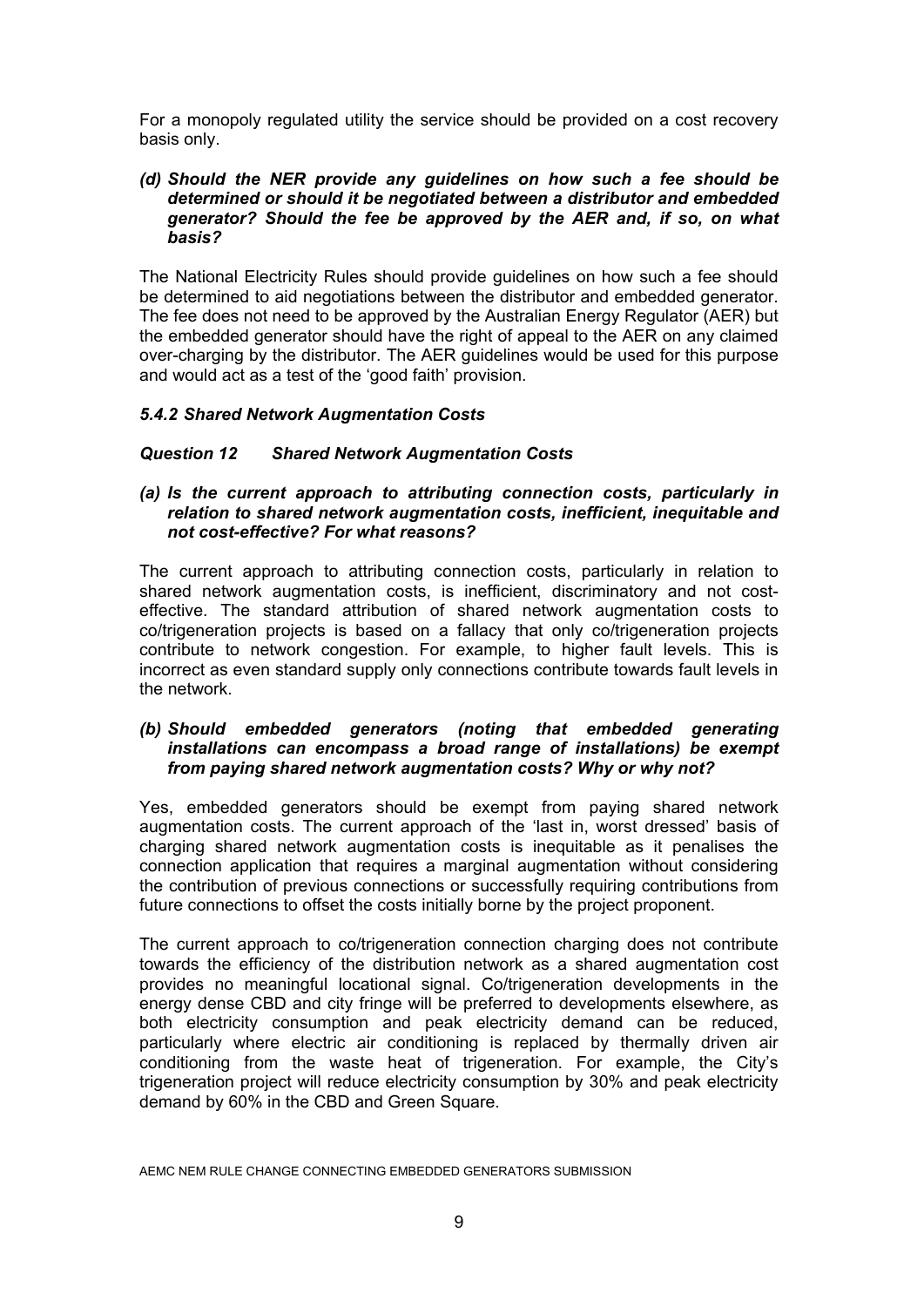For a monopoly regulated utility the service should be provided on a cost recovery basis only.

***(d) Should the NER provide any guidelines on how such a fee should be determined or should it be negotiated between a distributor and embedded generator? Should the fee be approved by the AER and, if so, on what basis?***

The National Electricity Rules should provide guidelines on how such a fee should be determined to aid negotiations between the distributor and embedded generator. The fee does not need to be approved by the Australian Energy Regulator (AER) but the embedded generator should have the right of appeal to the AER on any claimed over-charging by the distributor. The AER guidelines would be used for this purpose and would act as a test of the 'good faith' provision.

### *5.4.2 Shared Network Augmentation Costs*

### *Question 12 Shared Network Augmentation Costs*

***(a) Is the current approach to attributing connection costs, particularly in relation to shared network augmentation costs, inefficient, inequitable and not cost-effective? For what reasons?***

The current approach to attributing connection costs, particularly in relation to shared network augmentation costs, is inefficient, discriminatory and not cost-effective. The standard attribution of shared network augmentation costs to co/trigeneration projects is based on a fallacy that only co/trigeneration projects contribute to network congestion. For example, to higher fault levels. This is incorrect as even standard supply only connections contribute towards fault levels in the network.

***(b) Should embedded generators (noting that embedded generating installations can encompass a broad range of installations) be exempt from paying shared network augmentation costs? Why or why not?***

Yes, embedded generators should be exempt from paying shared network augmentation costs. The current approach of the 'last in, worst dressed' basis of charging shared network augmentation costs is inequitable as it penalises the connection application that requires a marginal augmentation without considering the contribution of previous connections or successfully requiring contributions from future connections to offset the costs initially borne by the project proponent.

The current approach to co/trigeneration connection charging does not contribute towards the efficiency of the distribution network as a shared augmentation cost provides no meaningful locational signal. Co/trigeneration developments in the energy dense CBD and city fringe will be preferred to developments elsewhere, as both electricity consumption and peak electricity demand can be reduced, particularly where electric air conditioning is replaced by thermally driven air conditioning from the waste heat of trigeneration. For example, the City's trigeneration project will reduce electricity consumption by 30% and peak electricity demand by 60% in the CBD and Green Square.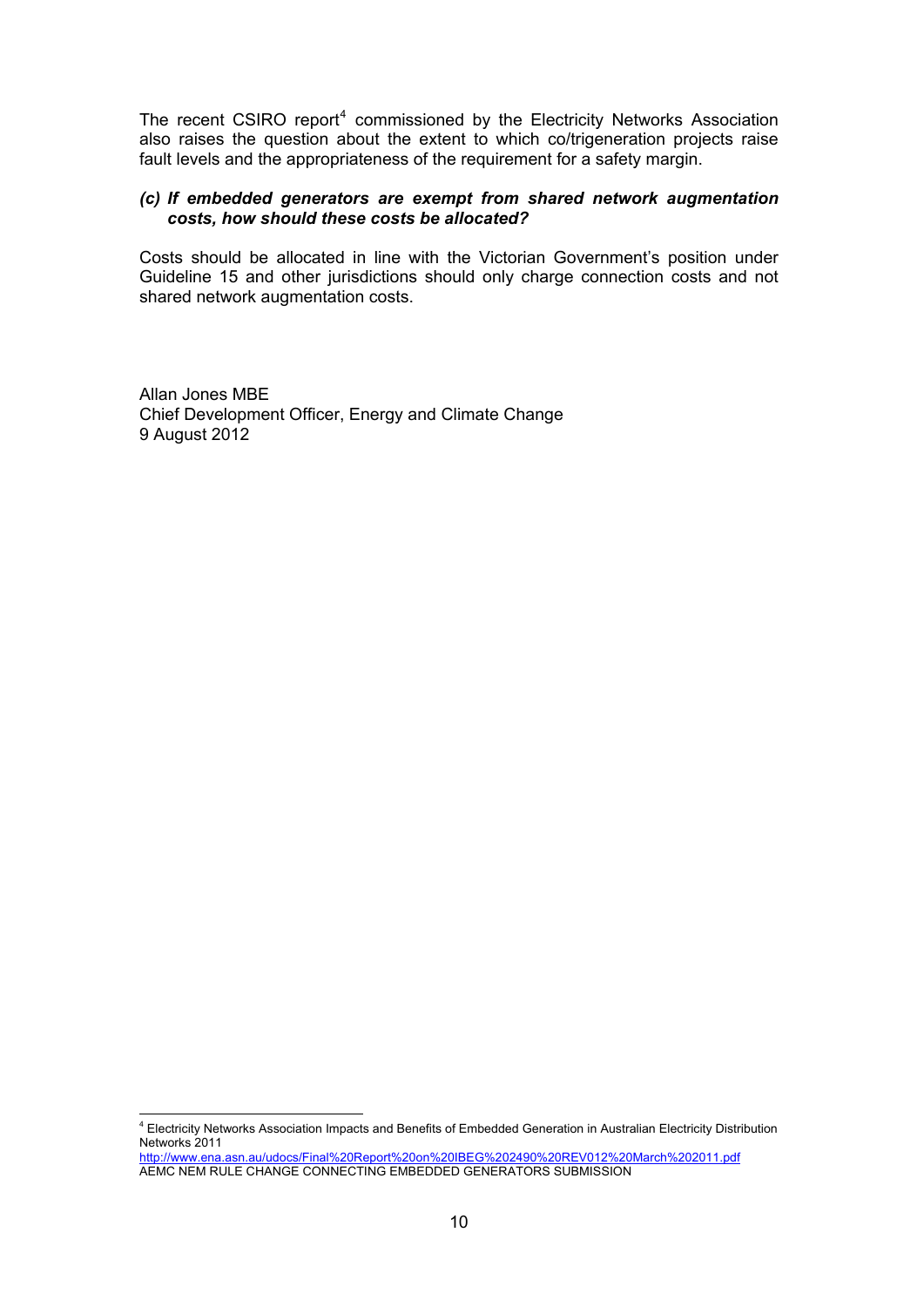The recent CSIRO report[4] commissioned by the Electricity Networks Association also raises the question about the extent to which co/trigeneration projects raise fault levels and the appropriateness of the requirement for a safety margin.

***(c) If embedded generators are exempt from shared network augmentation costs, how should these costs be allocated?***

Costs should be allocated in line with the Victorian Government's position under Guideline 15 and other jurisdictions should only charge connection costs and not shared network augmentation costs.

Allan Jones MBE
Chief Development Officer, Energy and Climate Change
9 August 2012

[4] Electricity Networks Association Impacts and Benefits of Embedded Generation in Australian Electricity Distribution Networks 2011
http://www.ena.asn.au/udocs/Final%20Report%20on%20IBEG%202490%20REV012%20March%202011.pdf

AEMC NEM RULE CHANGE CONNECTING EMBEDDED GENERATORS SUBMISSION